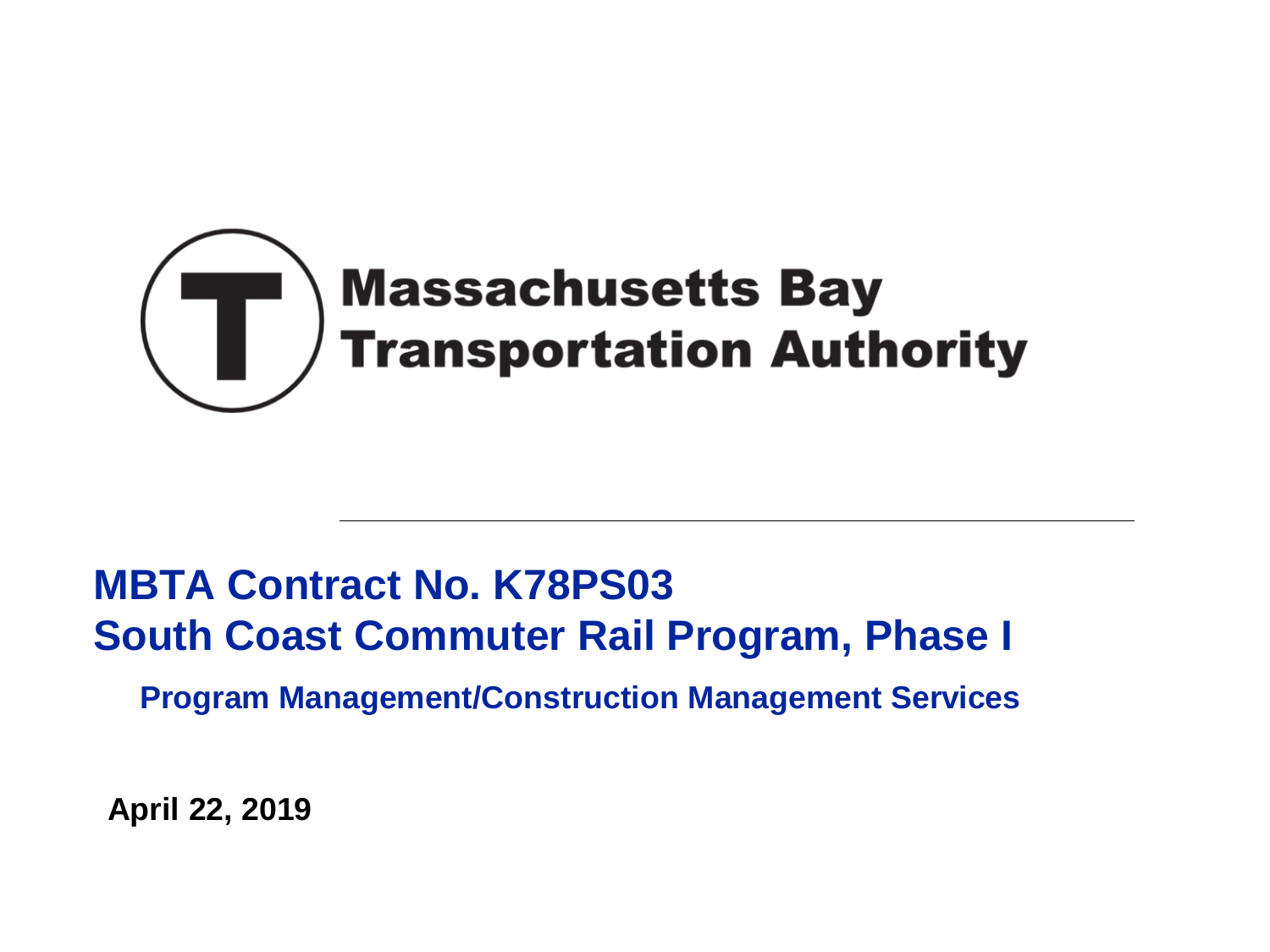**Massachusetts Bay Transportation Authority**

---

# MBTA Contract No. K78PS03
# South Coast Commuter Rail Program, Phase I

## Program Management/Construction Management Services

**April 22, 2019**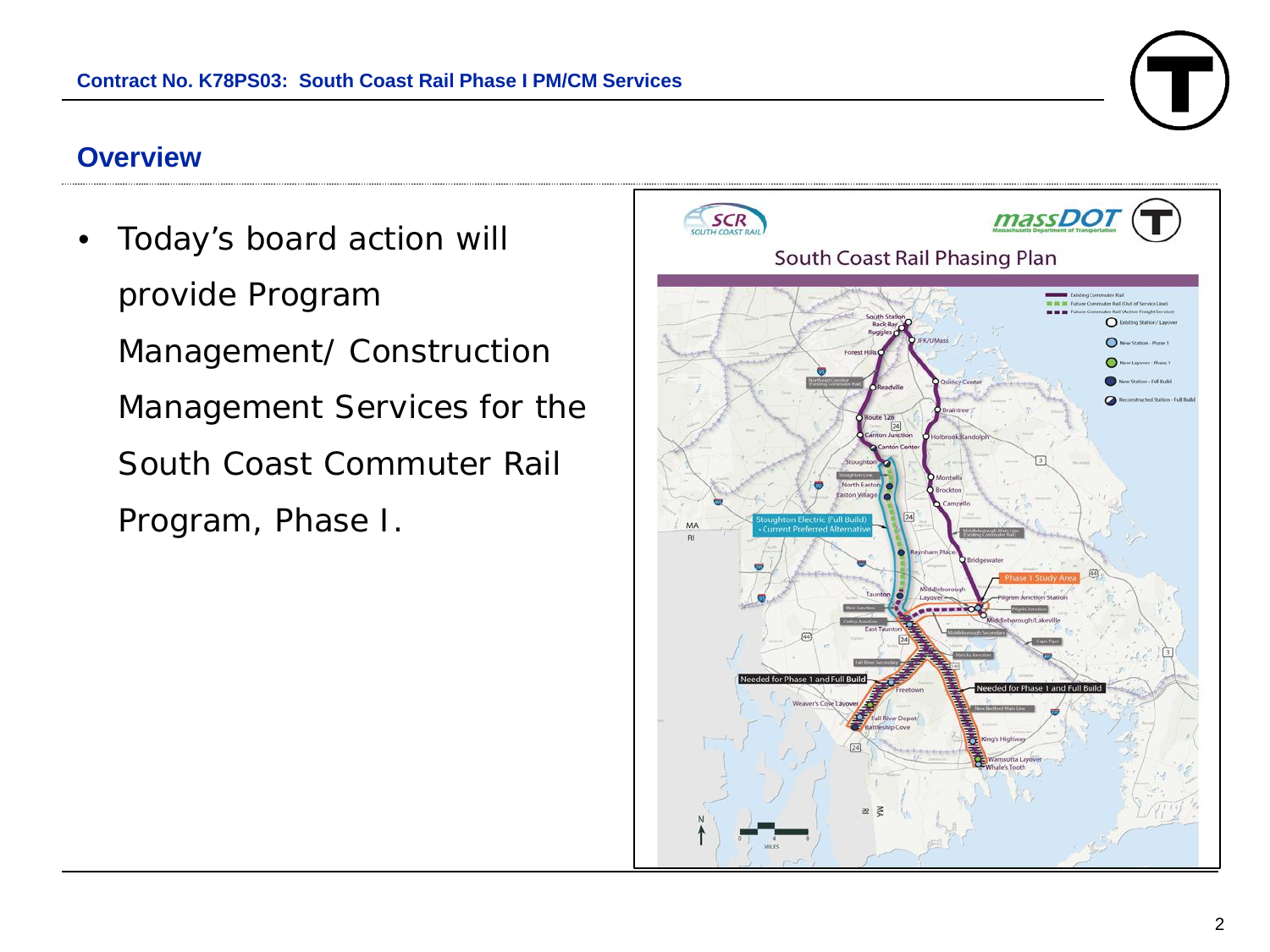## Overview

- Today's board action will provide Program Management/ Construction Management Services for the South Coast Commuter Rail Program, Phase I.

SCR SOUTH COAST RAIL

massDOT Massachusetts Department of Transportation

South Coast Rail Phasing Plan

Existing Commuter Rail
Future Commuter Rail (Out of Service Line)
Future Commuter Rail (Active Freight Service)
Existing Station / Layover
New Station - Phase 1
New Layover - Phase 1
New Station - Full Build
Reconstructed Station - Full Build

South Station
Back Bay
Ruggles
JFK/UMass
Forest Hills
Northeast Corridor (Existing Commuter Rail)
Readville
Quincy Center
Braintree
Route 128
Canton Junction
Canton Center
Holbrook/Randolph
Stoughton
Stoughton Line
North Easton
Easton Village
Montello
Brockton
Campello
Stoughton Electric (Full Build)
• Current Preferred Alternative
Middleborough Main Line (Existing Commuter Rail)
Raynham Place
Bridgewater
Phase 1 Study Area
Middleborough Layover
Pilgrim Junction Station
Pilgrim Junction
Middleborough/Lakeville
Taunton
Weir Junction
Cotley Junction
East Taunton
Middleborough Secondary
Cape Flyer
Myricks Junction
Fall River Secondary
Needed for Phase 1 and Full Build
Freetown
Needed for Phase 1 and Full Build
New Bedford Main Line
Weaver's Cove Layover
Fall River Depot
Battleship Cove
King's Highway
Wamsutta Layover
Whale's Tooth
MA
RI
N
0 4 8
MILES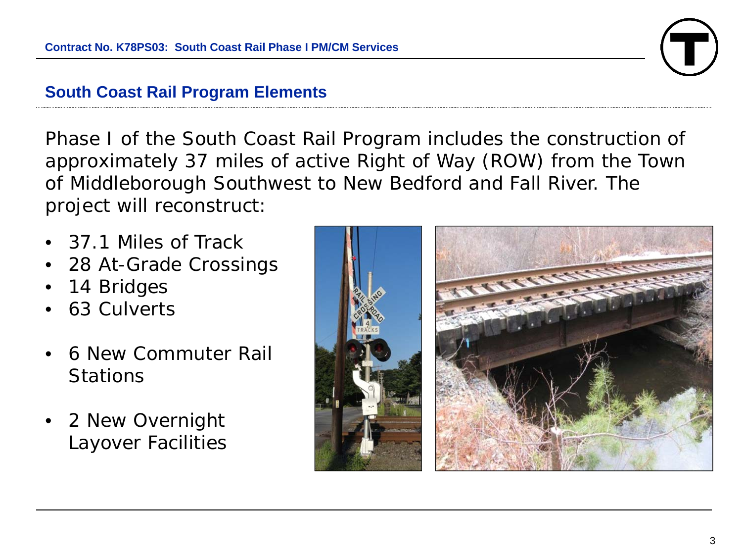## South Coast Rail Program Elements

Phase I of the South Coast Rail Program includes the construction of approximately 37 miles of active Right of Way (ROW) from the Town of Middleborough Southwest to New Bedford and Fall River. The project will reconstruct:

- 37.1 Miles of Track
- 28 At-Grade Crossings
- 14 Bridges
- 63 Culverts
- 6 New Commuter Rail Stations
- 2 New Overnight Layover Facilities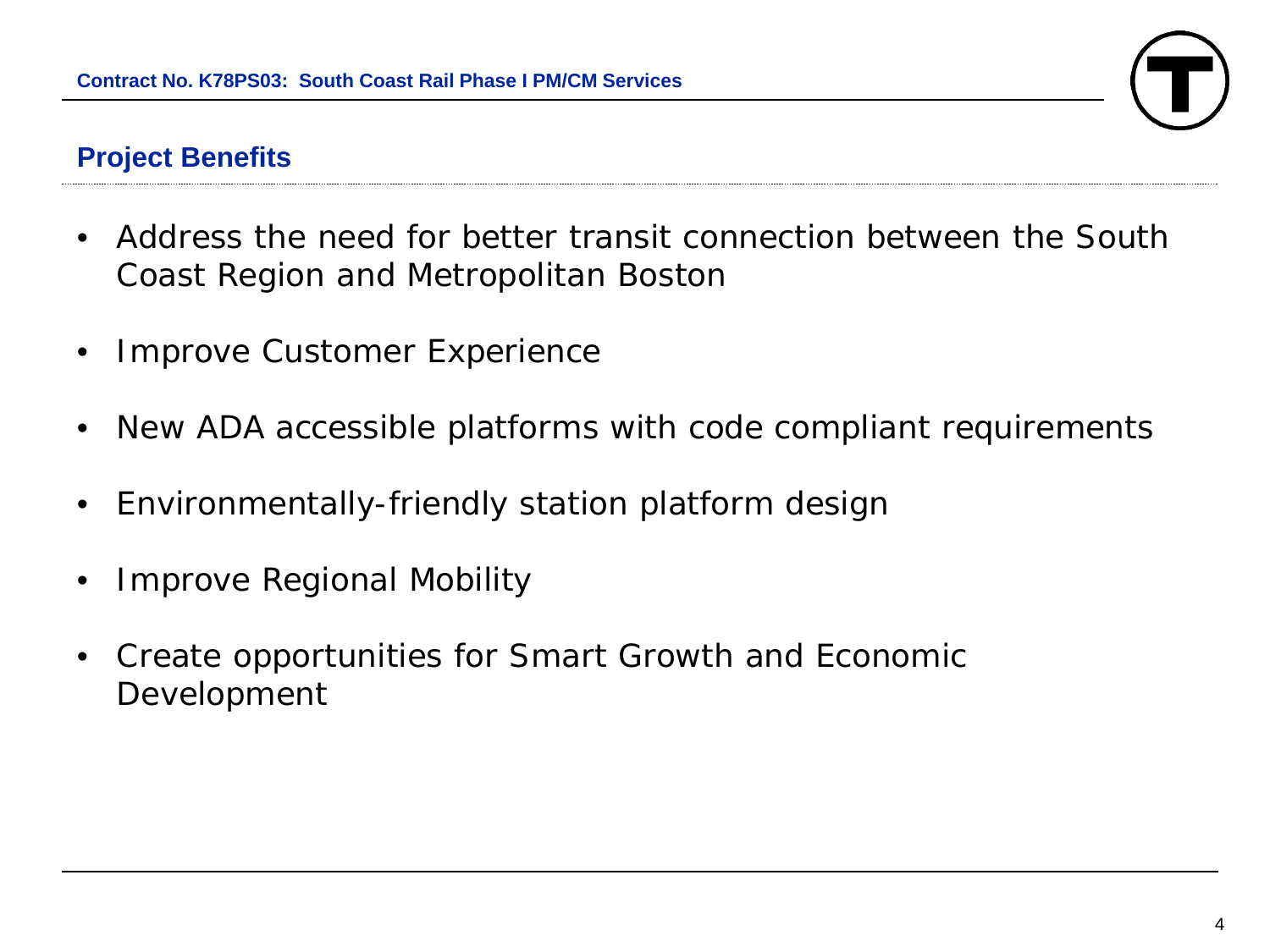## Project Benefits

- Address the need for better transit connection between the South Coast Region and Metropolitan Boston
- Improve Customer Experience
- New ADA accessible platforms with code compliant requirements
- Environmentally-friendly station platform design
- Improve Regional Mobility
- Create opportunities for Smart Growth and Economic Development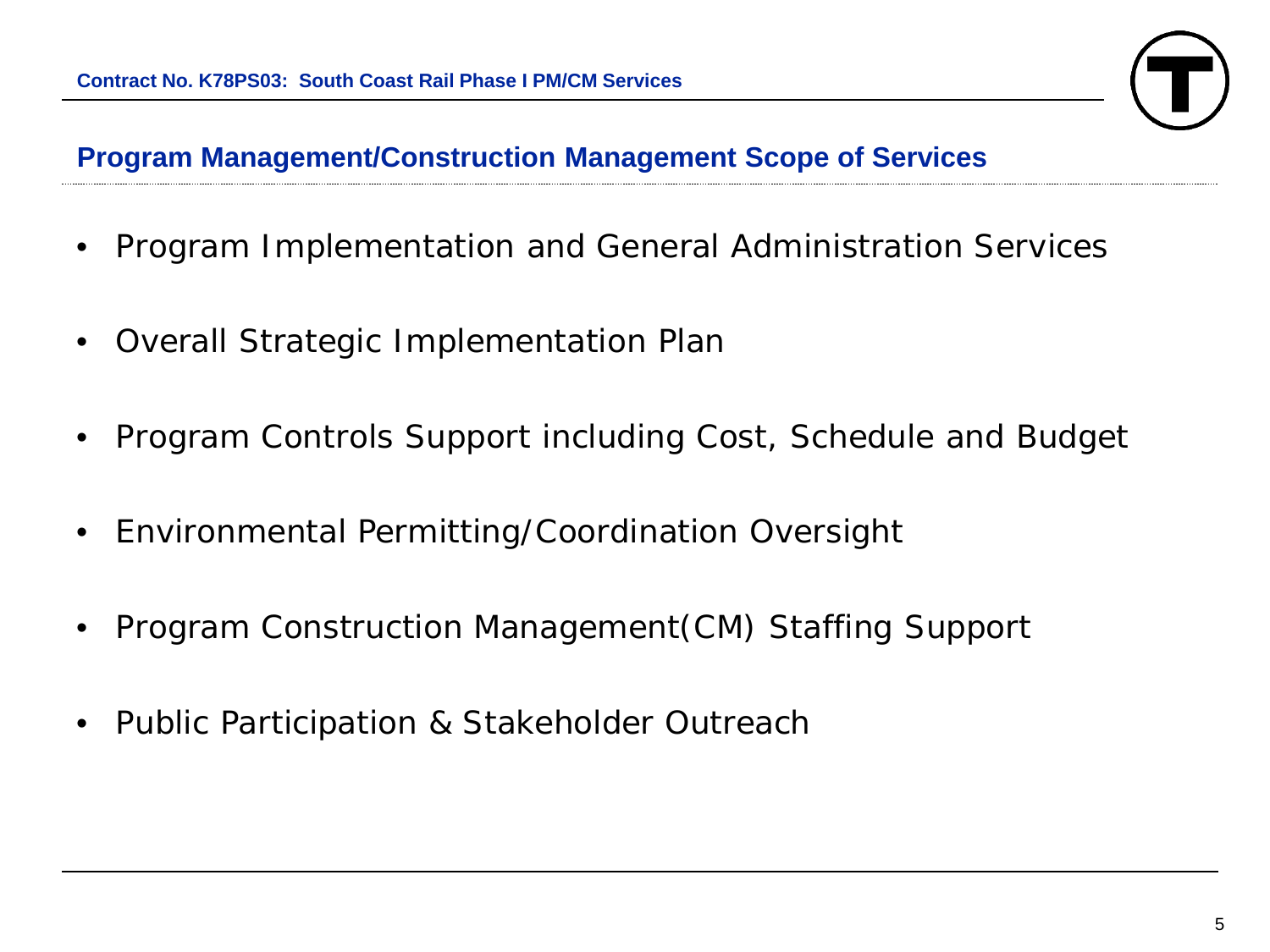## Program Management/Construction Management Scope of Services

- Program Implementation and General Administration Services
- Overall Strategic Implementation Plan
- Program Controls Support including Cost, Schedule and Budget
- Environmental Permitting/Coordination Oversight
- Program Construction Management(CM) Staffing Support
- Public Participation & Stakeholder Outreach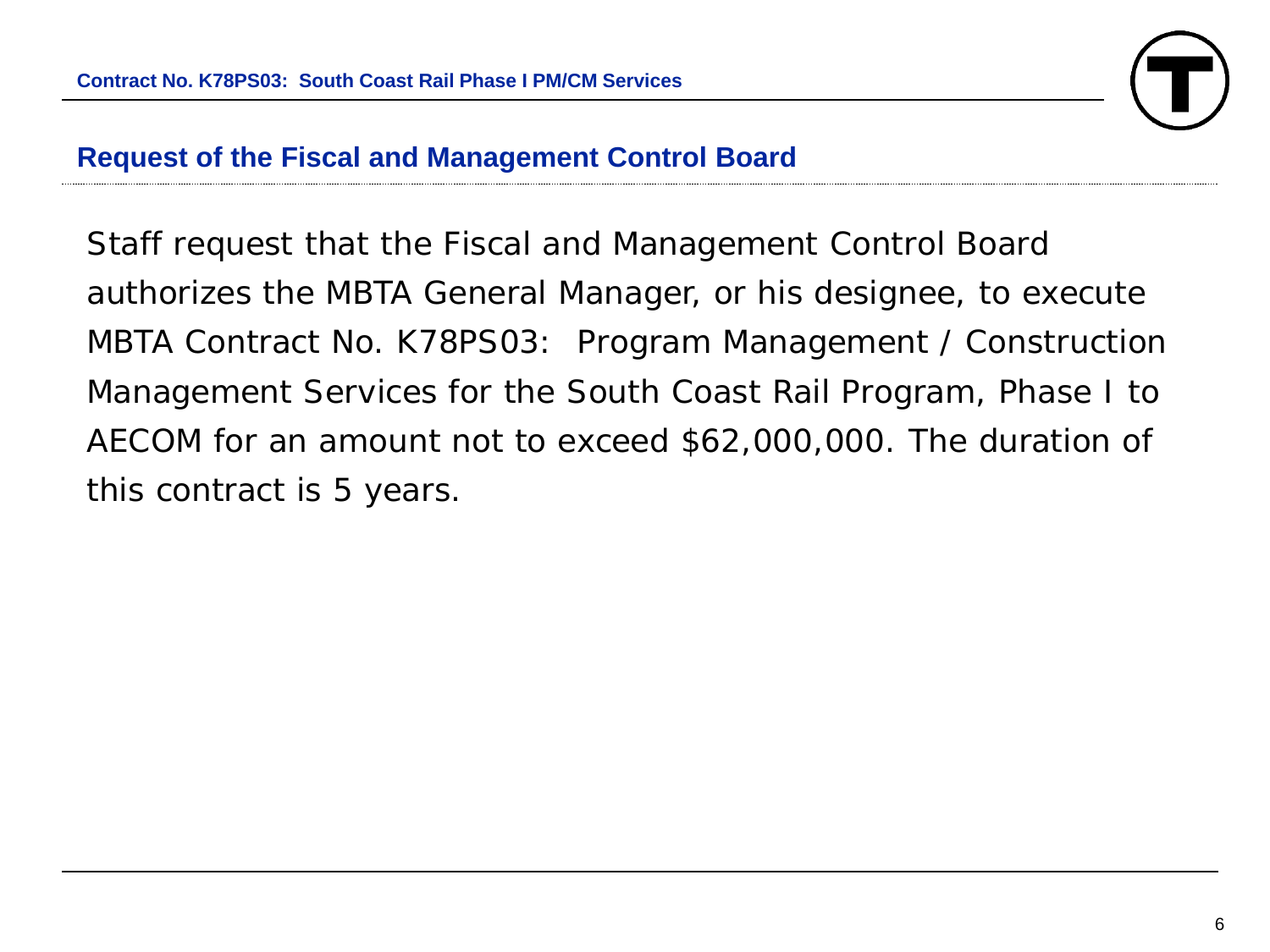## Request of the Fiscal and Management Control Board

Staff request that the Fiscal and Management Control Board authorizes the MBTA General Manager, or his designee, to execute MBTA Contract No. K78PS03: Program Management / Construction Management Services for the South Coast Rail Program, Phase I to AECOM for an amount not to exceed $62,000,000. The duration of this contract is 5 years.